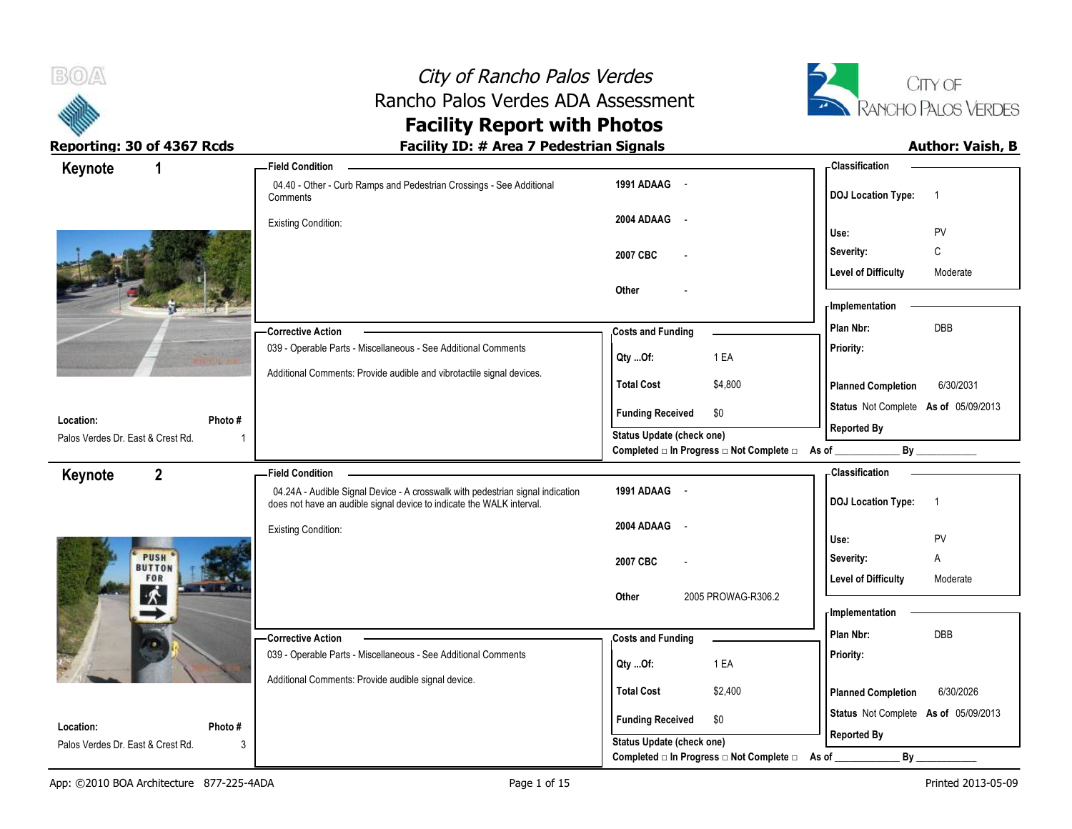# City of Rancho Palos Verdes

## Rancho Palos Verdes ADA Assessment

## Facility Report with Photos

**Reporting: 30 of 4367 Rcds** | **Facility ID: # Area 7 Pedestrian Signals** | **Author: Vaish, B**

---

### Keynote 1

**Location:** Palos Verdes Dr. East & Crest Rd.
**Photo #:** 1

**Field Condition**

04.40 - Other - Curb Ramps and Pedestrian Crossings - See Additional Comments

Existing Condition:

| | |
|---|---|
| 1991 ADAAG | - |
| 2004 ADAAG | - |
| 2007 CBC | - |
| Other | - |

**Corrective Action**

039 - Operable Parts - Miscellaneous - See Additional Comments

Additional Comments: Provide audible and vibrotactile signal devices.

**Costs and Funding**

| | |
|---|---|
| Qty ...Of: | 1 EA |
| Total Cost | $4,800 |
| Funding Received | $0 |

Status Update (check one)
Completed □ In Progress □ Not Complete □ As of ____________ By ____________

**Classification**

| | |
|---|---|
| DOJ Location Type: | 1 |
| Use: | PV |
| Severity: | C |
| Level of Difficulty | Moderate |

**Implementation**

| | |
|---|---|
| Plan Nbr: | DBB |
| Priority: | |
| Planned Completion | 6/30/2031 |
| Status | Not Complete As of 05/09/2013 |
| Reported By | |

---

### Keynote 2

**Location:** Palos Verdes Dr. East & Crest Rd.
**Photo #:** 3

**Field Condition**

04.24A - Audible Signal Device - A crosswalk with pedestrian signal indication does not have an audible signal device to indicate the WALK interval.

Existing Condition:

| | |
|---|---|
| 1991 ADAAG | - |
| 2004 ADAAG | - |
| 2007 CBC | - |
| Other | 2005 PROWAG-R306.2 |

**Corrective Action**

039 - Operable Parts - Miscellaneous - See Additional Comments

Additional Comments: Provide audible signal device.

**Costs and Funding**

| | |
|---|---|
| Qty ...Of: | 1 EA |
| Total Cost | $2,400 |
| Funding Received | $0 |

Status Update (check one)
Completed □ In Progress □ Not Complete □ As of ____________ By ____________

**Classification**

| | |
|---|---|
| DOJ Location Type: | 1 |
| Use: | PV |
| Severity: | A |
| Level of Difficulty | Moderate |

**Implementation**

| | |
|---|---|
| Plan Nbr: | DBB |
| Priority: | |
| Planned Completion | 6/30/2026 |
| Status | Not Complete As of 05/09/2013 |
| Reported By | |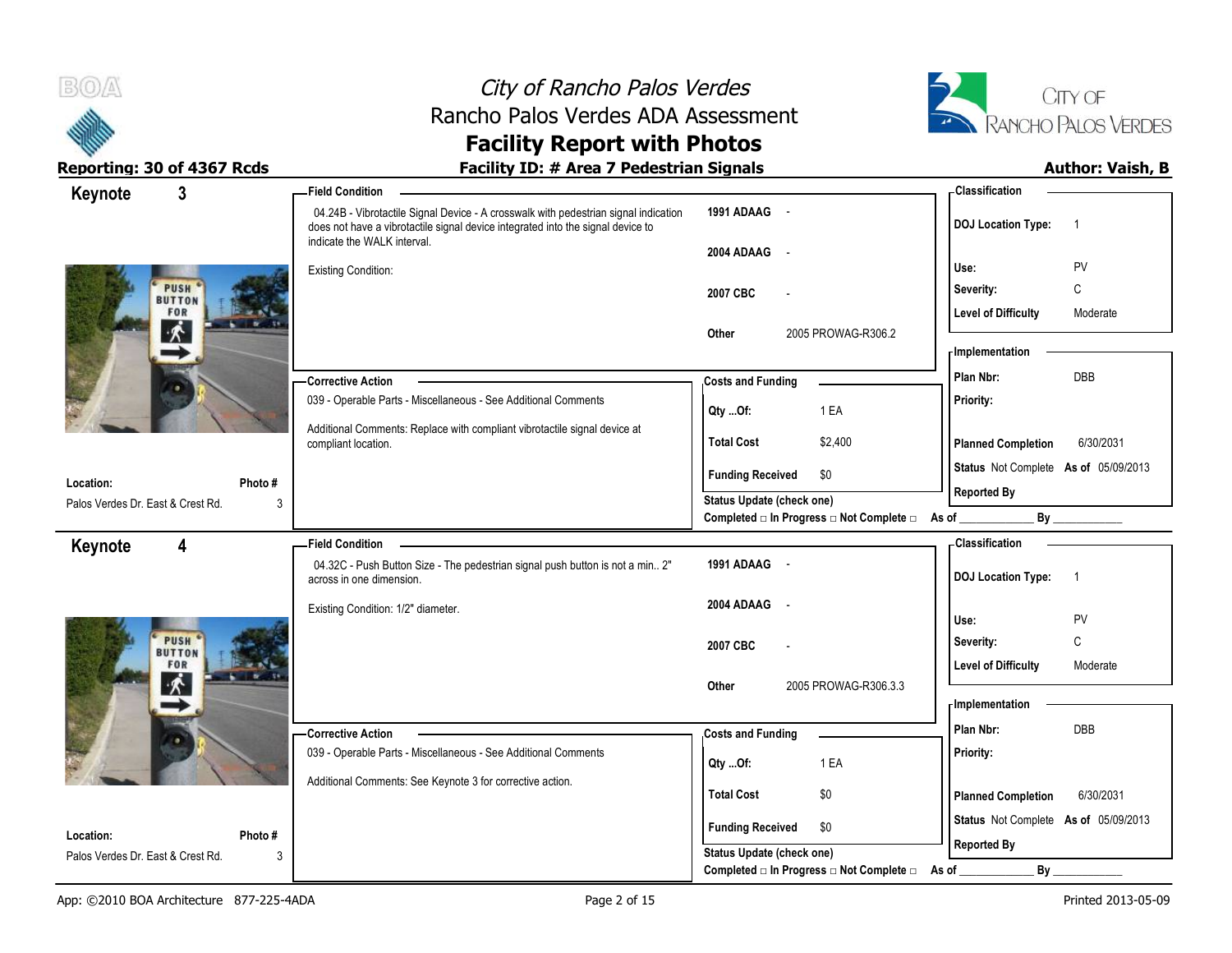# City of Rancho Palos Verdes
## Rancho Palos Verdes ADA Assessment
## Facility Report with Photos

**Reporting: 30 of 4367 Rcds**

**Facility ID: # Area 7 Pedestrian Signals**

**Author: Vaish, B**

---

## Keynote 3

**Location:** Palos Verdes Dr. East & Crest Rd.

**Photo #:** 3

### Field Condition

04.24B - Vibrotactile Signal Device - A crosswalk with pedestrian signal indication does not have a vibrotactile signal device integrated into the signal device to indicate the WALK interval.

Existing Condition:

| | |
|---|---|
| 1991 ADAAG | - |
| 2004 ADAAG | - |
| 2007 CBC | - |
| Other | 2005 PROWAG-R306.2 |

### Classification

| | |
|---|---|
| DOJ Location Type: | 1 |
| Use: | PV |
| Severity: | C |
| Level of Difficulty | Moderate |

### Corrective Action

039 - Operable Parts - Miscellaneous - See Additional Comments

Additional Comments: Replace with compliant vibrotactile signal device at compliant location.

### Costs and Funding

| | |
|---|---|
| Qty ...Of: | 1 EA |
| Total Cost | $2,400 |
| Funding Received | $0 |

Status Update (check one)

Completed □ In Progress □ Not Complete □ As of ____________ By ____________

### Implementation

| | |
|---|---|
| Plan Nbr: | DBB |
| Priority: | |
| Planned Completion | 6/30/2031 |
| Status | Not Complete As of 05/09/2013 |
| Reported By | |

---

## Keynote 4

**Location:** Palos Verdes Dr. East & Crest Rd.

**Photo #:** 3

### Field Condition

04.32C - Push Button Size - The pedestrian signal push button is not a min.. 2" across in one dimension.

Existing Condition: 1/2" diameter.

| | |
|---|---|
| 1991 ADAAG | - |
| 2004 ADAAG | - |
| 2007 CBC | - |
| Other | 2005 PROWAG-R306.3.3 |

### Classification

| | |
|---|---|
| DOJ Location Type: | 1 |
| Use: | PV |
| Severity: | C |
| Level of Difficulty | Moderate |

### Corrective Action

039 - Operable Parts - Miscellaneous - See Additional Comments

Additional Comments: See Keynote 3 for corrective action.

### Costs and Funding

| | |
|---|---|
| Qty ...Of: | 1 EA |
| Total Cost | $0 |
| Funding Received | $0 |

Status Update (check one)

Completed □ In Progress □ Not Complete □ As of ____________ By ____________

### Implementation

| | |
|---|---|
| Plan Nbr: | DBB |
| Priority: | |
| Planned Completion | 6/30/2031 |
| Status | Not Complete As of 05/09/2013 |
| Reported By | |

---

App: ©2010 BOA Architecture 877-225-4ADA — Printed 2013-05-09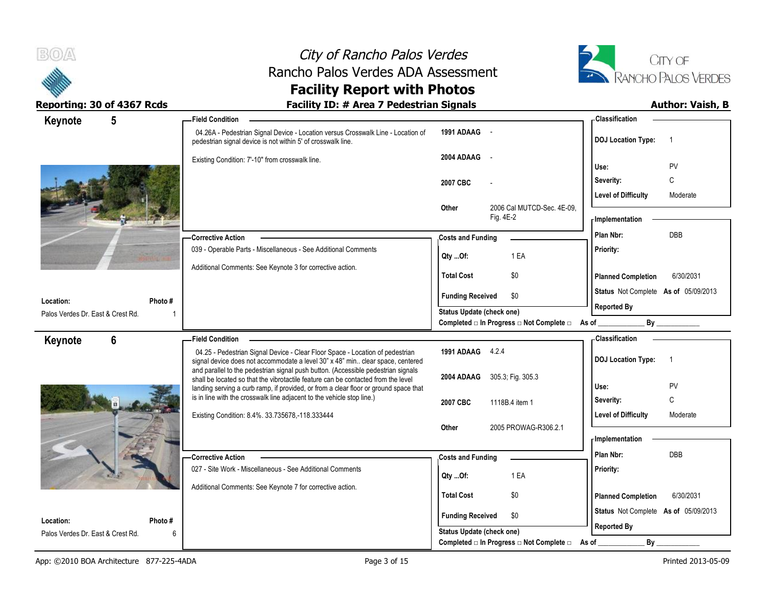# City of Rancho Palos Verdes
## Rancho Palos Verdes ADA Assessment
## Facility Report with Photos

**Reporting: 30 of 4367 Rcds** | **Facility ID: # Area 7 Pedestrian Signals** | **Author: Vaish, B**

---

### Keynote 5

**Location:** Palos Verdes Dr. East & Crest Rd.
**Photo #:** 1

**Field Condition**

04.26A - Pedestrian Signal Device - Location versus Crosswalk Line - Location of pedestrian signal device is not within 5' of crosswalk line.

Existing Condition: 7'-10" from crosswalk line.

| Code | Reference |
|---|---|
| 1991 ADAAG | - |
| 2004 ADAAG | - |
| 2007 CBC | - |
| Other | 2006 Cal MUTCD-Sec. 4E-09, Fig. 4E-2 |

**Classification**

| | |
|---|---|
| DOJ Location Type: | 1 |
| Use: | PV |
| Severity: | C |
| Level of Difficulty | Moderate |

**Corrective Action**

039 - Operable Parts - Miscellaneous - See Additional Comments

Additional Comments: See Keynote 3 for corrective action.

**Costs and Funding**

| | |
|---|---|
| Qty ...Of: | 1 EA |
| Total Cost | $0 |
| Funding Received | $0 |

**Implementation**

| | |
|---|---|
| Plan Nbr: | DBB |
| Priority: | |
| Planned Completion | 6/30/2031 |
| Status | Not Complete As of 05/09/2013 |
| Reported By | |

Status Update (check one)
Completed □ In Progress □ Not Complete □ As of ____________ By ____________

---

### Keynote 6

**Location:** Palos Verdes Dr. East & Crest Rd.
**Photo #:** 6

**Field Condition**

04.25 - Pedestrian Signal Device - Clear Floor Space - Location of pedestrian signal device does not accommodate a level 30" x 48" min.. clear space, centered and parallel to the pedestrian signal push button. (Accessible pedestrian signals shall be located so that the vibrotactile feature can be contacted from the level landing serving a curb ramp, if provided, or from a clear floor or ground space that is in line with the crosswalk line adjacent to the vehicle stop line.)

Existing Condition: 8.4%. 33.735678,-118.333444

| Code | Reference |
|---|---|
| 1991 ADAAG | 4.2.4 |
| 2004 ADAAG | 305.3; Fig. 305.3 |
| 2007 CBC | 1118B.4 item 1 |
| Other | 2005 PROWAG-R306.2.1 |

**Classification**

| | |
|---|---|
| DOJ Location Type: | 1 |
| Use: | PV |
| Severity: | C |
| Level of Difficulty | Moderate |

**Corrective Action**

027 - Site Work - Miscellaneous - See Additional Comments

Additional Comments: See Keynote 7 for corrective action.

**Costs and Funding**

| | |
|---|---|
| Qty ...Of: | 1 EA |
| Total Cost | $0 |
| Funding Received | $0 |

**Implementation**

| | |
|---|---|
| Plan Nbr: | DBB |
| Priority: | |
| Planned Completion | 6/30/2031 |
| Status | Not Complete As of 05/09/2013 |
| Reported By | |

Status Update (check one)
Completed □ In Progress □ Not Complete □ As of ____________ By ____________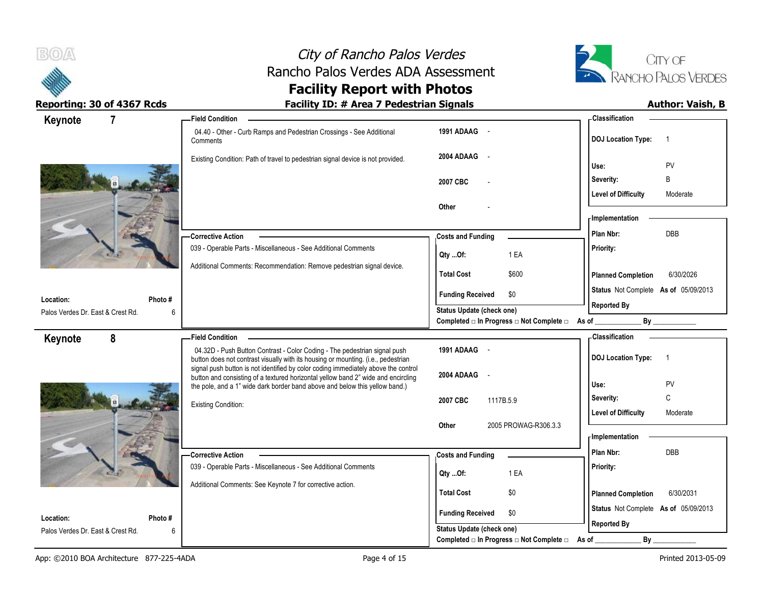# City of Rancho Palos Verdes
## Rancho Palos Verdes ADA Assessment
## Facility Report with Photos

**Reporting: 30 of 4367 Rcds** | **Facility ID: # Area 7 Pedestrian Signals** | **Author: Vaish, B**

---

### Keynote 7

**Location:** Palos Verdes Dr. East & Crest Rd.
**Photo #:** 6

**Field Condition**

04.40 - Other - Curb Ramps and Pedestrian Crossings - See Additional Comments

Existing Condition: Path of travel to pedestrian signal device is not provided.

| | |
|---|---|
| 1991 ADAAG | - |
| 2004 ADAAG | - |
| 2007 CBC | - |
| Other | - |

**Classification**

| | |
|---|---|
| DOJ Location Type: | 1 |
| Use: | PV |
| Severity: | B |
| Level of Difficulty | Moderate |

**Corrective Action**

039 - Operable Parts - Miscellaneous - See Additional Comments

Additional Comments: Recommendation: Remove pedestrian signal device.

**Costs and Funding**

| | |
|---|---|
| Qty ...Of: | 1 EA |
| Total Cost | $600 |
| Funding Received | $0 |

Status Update (check one)
Completed □ In Progress □ Not Complete □ As of ____________ By ____________

**Implementation**

| | |
|---|---|
| Plan Nbr: | DBB |
| Priority: | |
| Planned Completion | 6/30/2026 |
| Status | Not Complete As of 05/09/2013 |
| Reported By | |

---

### Keynote 8

**Location:** Palos Verdes Dr. East & Crest Rd.
**Photo #:** 6

**Field Condition**

04.32D - Push Button Contrast - Color Coding - The pedestrian signal push button does not contrast visually with its housing or mounting. (i.e., pedestrian signal push button is not identified by color coding immediately above the control button and consisting of a textured horizontal yellow band 2" wide and encircling the pole, and a 1" wide dark border band above and below this yellow band.)

Existing Condition:

| | |
|---|---|
| 1991 ADAAG | - |
| 2004 ADAAG | - |
| 2007 CBC | 1117B.5.9 |
| Other | 2005 PROWAG-R306.3.3 |

**Classification**

| | |
|---|---|
| DOJ Location Type: | 1 |
| Use: | PV |
| Severity: | C |
| Level of Difficulty | Moderate |

**Corrective Action**

039 - Operable Parts - Miscellaneous - See Additional Comments

Additional Comments: See Keynote 7 for corrective action.

**Costs and Funding**

| | |
|---|---|
| Qty ...Of: | 1 EA |
| Total Cost | $0 |
| Funding Received | $0 |

Status Update (check one)
Completed □ In Progress □ Not Complete □ As of ____________ By ____________

**Implementation**

| | |
|---|---|
| Plan Nbr: | DBB |
| Priority: | |
| Planned Completion | 6/30/2031 |
| Status | Not Complete As of 05/09/2013 |
| Reported By | |

---

App: ©2010 BOA Architecture 877-225-4ADA | Printed 2013-05-09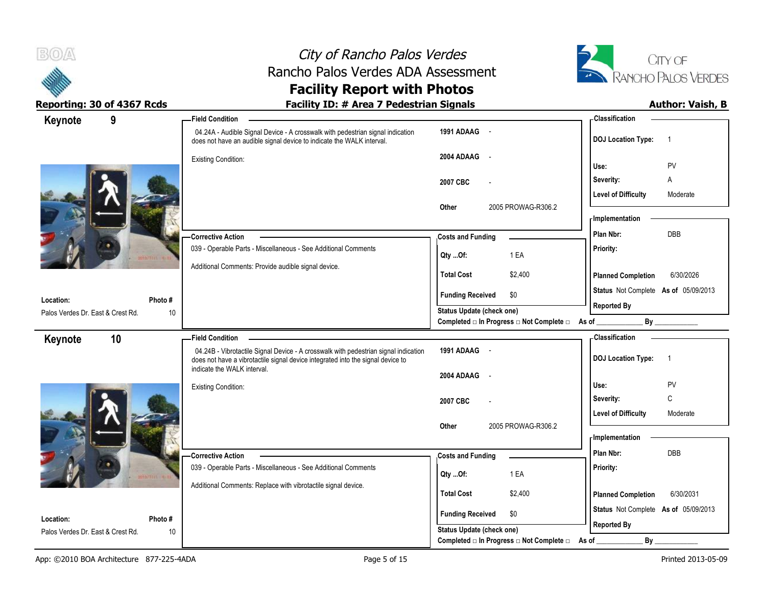# City of Rancho Palos Verdes
## Rancho Palos Verdes ADA Assessment
## Facility Report with Photos

**Reporting: 30 of 4367 Rcds**

**Facility ID: # Area 7 Pedestrian Signals**

**Author: Vaish, B**

---

### Keynote 9

**Field Condition**

04.24A - Audible Signal Device - A crosswalk with pedestrian signal indication does not have an audible signal device to indicate the WALK interval.

Existing Condition:

| | |
|---|---|
| 1991 ADAAG | - |
| 2004 ADAAG | - |
| 2007 CBC | - |
| Other | 2005 PROWAG-R306.2 |

**Classification**

| | |
|---|---|
| DOJ Location Type: | 1 |
| Use: | PV |
| Severity: | A |
| Level of Difficulty | Moderate |

**Corrective Action**

039 - Operable Parts - Miscellaneous - See Additional Comments

Additional Comments: Provide audible signal device.

**Costs and Funding**

| | |
|---|---|
| Qty ...Of: | 1 EA |
| Total Cost | $2,400 |
| Funding Received | $0 |

Status Update (check one)

Completed □ In Progress □ Not Complete □ As of ____________ By ____________

**Implementation**

| | |
|---|---|
| Plan Nbr: | DBB |
| Priority: | |
| Planned Completion | 6/30/2026 |
| Status | Not Complete As of 05/09/2013 |
| Reported By | |

**Location:** Palos Verdes Dr. East & Crest Rd.

**Photo #** 10

---

### Keynote 10

**Field Condition**

04.24B - Vibrotactile Signal Device - A crosswalk with pedestrian signal indication does not have a vibrotactile signal device integrated into the signal device to indicate the WALK interval.

Existing Condition:

| | |
|---|---|
| 1991 ADAAG | - |
| 2004 ADAAG | - |
| 2007 CBC | - |
| Other | 2005 PROWAG-R306.2 |

**Classification**

| | |
|---|---|
| DOJ Location Type: | 1 |
| Use: | PV |
| Severity: | C |
| Level of Difficulty | Moderate |

**Corrective Action**

039 - Operable Parts - Miscellaneous - See Additional Comments

Additional Comments: Replace with vibrotactile signal device.

**Costs and Funding**

| | |
|---|---|
| Qty ...Of: | 1 EA |
| Total Cost | $2,400 |
| Funding Received | $0 |

Status Update (check one)

Completed □ In Progress □ Not Complete □ As of ____________ By ____________

**Implementation**

| | |
|---|---|
| Plan Nbr: | DBB |
| Priority: | |
| Planned Completion | 6/30/2031 |
| Status | Not Complete As of 05/09/2013 |
| Reported By | |

**Location:** Palos Verdes Dr. East & Crest Rd.

**Photo #** 10

---

App: ©2010 BOA Architecture 877-225-4ADA

Printed 2013-05-09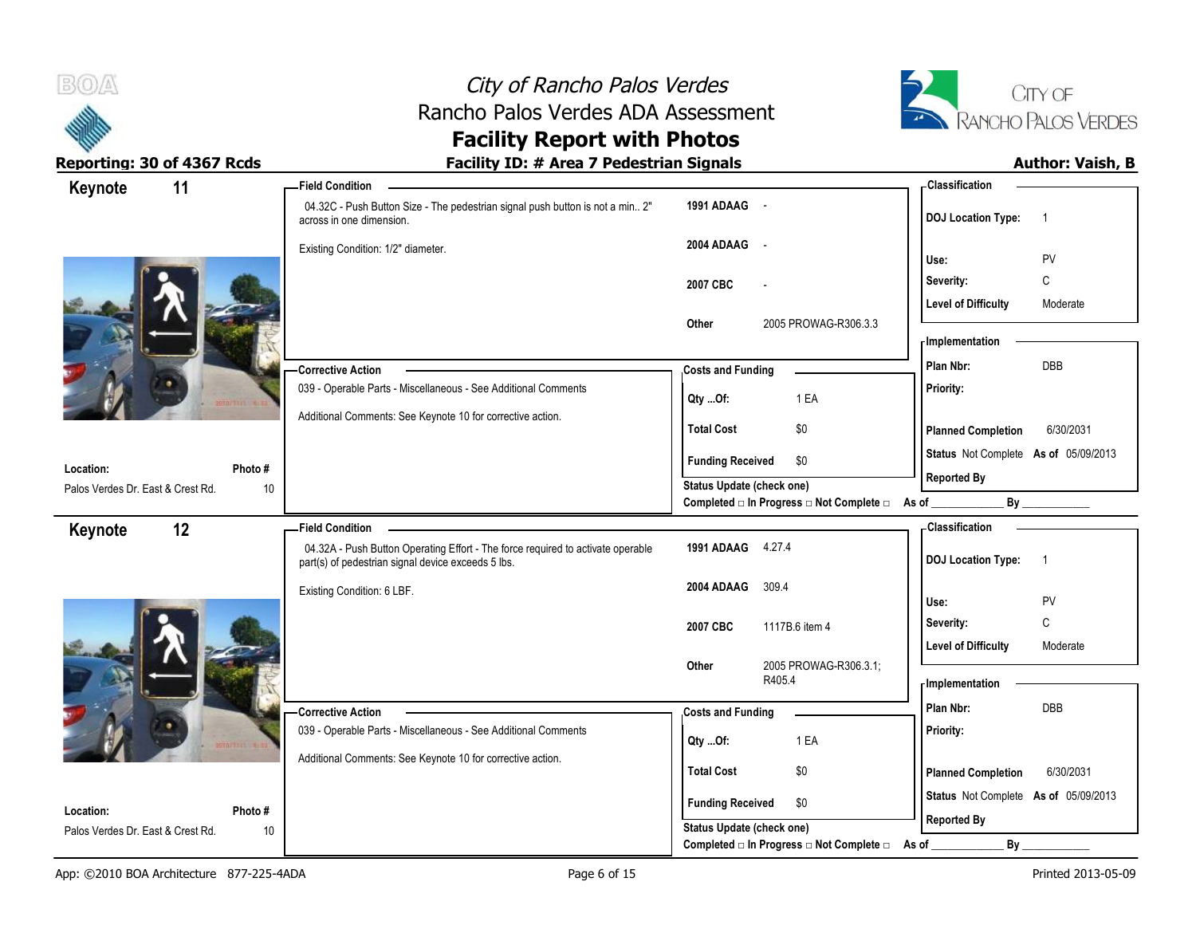# City of Rancho Palos Verdes
## Rancho Palos Verdes ADA Assessment
## Facility Report with Photos

**Reporting: 30 of 4367 Rcds** | **Facility ID: # Area 7 Pedestrian Signals** | **Author: Vaish, B**

---

## Keynote 11

**Location:** Palos Verdes Dr. East & Crest Rd.
**Photo #:** 10

**Field Condition**

04.32C - Push Button Size - The pedestrian signal push button is not a min.. 2" across in one dimension.

Existing Condition: 1/2" diameter.

| | |
|---|---|
| 1991 ADAAG | - |
| 2004 ADAAG | - |
| 2007 CBC | - |
| Other | 2005 PROWAG-R306.3.3 |

**Corrective Action**

039 - Operable Parts - Miscellaneous - See Additional Comments

Additional Comments: See Keynote 10 for corrective action.

**Costs and Funding**

| | |
|---|---|
| Qty ...Of: | 1 EA |
| Total Cost | $0 |
| Funding Received | $0 |

Status Update (check one)
Completed □ In Progress □ Not Complete □ As of ____________ By ____________

**Classification**

| | |
|---|---|
| DOJ Location Type: | 1 |
| Use: | PV |
| Severity: | C |
| Level of Difficulty | Moderate |

**Implementation**

| | |
|---|---|
| Plan Nbr: | DBB |
| Priority: | |
| Planned Completion | 6/30/2031 |
| Status | Not Complete As of 05/09/2013 |
| Reported By | |

---

## Keynote 12

**Location:** Palos Verdes Dr. East & Crest Rd.
**Photo #:** 10

**Field Condition**

04.32A - Push Button Operating Effort - The force required to activate operable part(s) of pedestrian signal device exceeds 5 lbs.

Existing Condition: 6 LBF.

| | |
|---|---|
| 1991 ADAAG | 4.27.4 |
| 2004 ADAAG | 309.4 |
| 2007 CBC | 1117B.6 item 4 |
| Other | 2005 PROWAG-R306.3.1; R405.4 |

**Corrective Action**

039 - Operable Parts - Miscellaneous - See Additional Comments

Additional Comments: See Keynote 10 for corrective action.

**Costs and Funding**

| | |
|---|---|
| Qty ...Of: | 1 EA |
| Total Cost | $0 |
| Funding Received | $0 |

Status Update (check one)
Completed □ In Progress □ Not Complete □ As of ____________ By ____________

**Classification**

| | |
|---|---|
| DOJ Location Type: | 1 |
| Use: | PV |
| Severity: | C |
| Level of Difficulty | Moderate |

**Implementation**

| | |
|---|---|
| Plan Nbr: | DBB |
| Priority: | |
| Planned Completion | 6/30/2031 |
| Status | Not Complete As of 05/09/2013 |
| Reported By | |

App: ©2010 BOA Architecture 877-225-4ADA | Printed 2013-05-09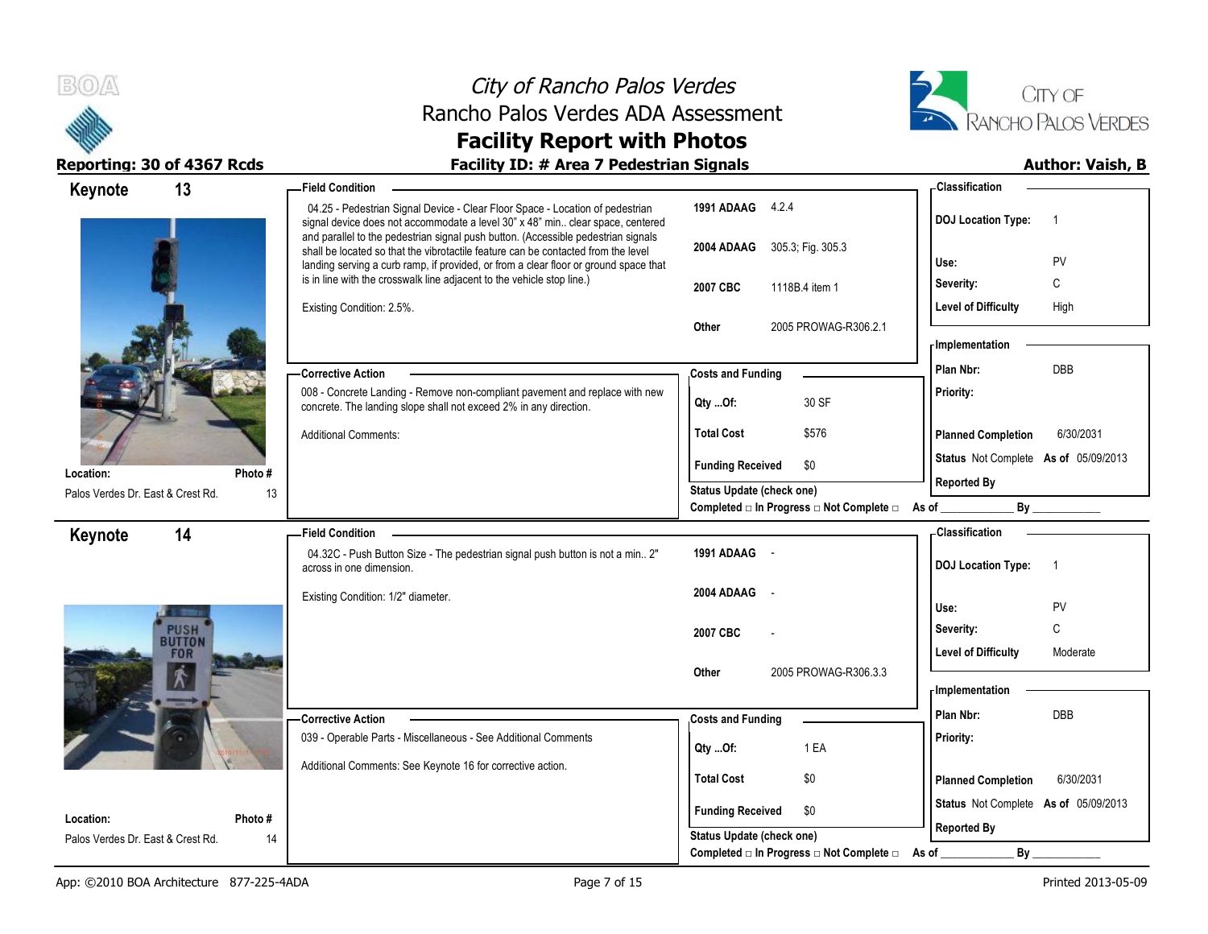# City of Rancho Palos Verdes
## Rancho Palos Verdes ADA Assessment
## Facility Report with Photos

**Reporting: 30 of 4367 Rcds** | **Facility ID: # Area 7 Pedestrian Signals** | **Author: Vaish, B**

---

## Keynote 13

**Location:** Palos Verdes Dr. East & Crest Rd.
**Photo #:** 13

**Field Condition**

04.25 - Pedestrian Signal Device - Clear Floor Space - Location of pedestrian signal device does not accommodate a level 30" x 48" min.. clear space, centered and parallel to the pedestrian signal push button. (Accessible pedestrian signals shall be located so that the vibrotactile feature can be contacted from the level landing serving a curb ramp, if provided, or from a clear floor or ground space that is in line with the crosswalk line adjacent to the vehicle stop line.)

Existing Condition: 2.5%.

| Reference | |
|---|---|
| 1991 ADAAG | 4.2.4 |
| 2004 ADAAG | 305.3; Fig. 305.3 |
| 2007 CBC | 1118B.4 item 1 |
| Other | 2005 PROWAG-R306.2.1 |

**Classification**

| | |
|---|---|
| DOJ Location Type: | 1 |
| Use: | PV |
| Severity: | C |
| Level of Difficulty | High |

**Corrective Action**

008 - Concrete Landing - Remove non-compliant pavement and replace with new concrete. The landing slope shall not exceed 2% in any direction.

Additional Comments:

**Costs and Funding**

| | |
|---|---|
| Qty ...Of: | 30 SF |
| Total Cost | $576 |
| Funding Received | $0 |

**Implementation**

| | |
|---|---|
| Plan Nbr: | DBB |
| Priority: | |
| Planned Completion | 6/30/2031 |
| Status | Not Complete As of 05/09/2013 |
| Reported By | |

Status Update (check one)
Completed □ In Progress □ Not Complete □ As of ____________ By ____________

---

## Keynote 14

**Location:** Palos Verdes Dr. East & Crest Rd.
**Photo #:** 14

**Field Condition**

04.32C - Push Button Size - The pedestrian signal push button is not a min.. 2" across in one dimension.

Existing Condition: 1/2" diameter.

| Reference | |
|---|---|
| 1991 ADAAG | - |
| 2004 ADAAG | - |
| 2007 CBC | - |
| Other | 2005 PROWAG-R306.3.3 |

**Classification**

| | |
|---|---|
| DOJ Location Type: | 1 |
| Use: | PV |
| Severity: | C |
| Level of Difficulty | Moderate |

**Corrective Action**

039 - Operable Parts - Miscellaneous - See Additional Comments

Additional Comments: See Keynote 16 for corrective action.

**Costs and Funding**

| | |
|---|---|
| Qty ...Of: | 1 EA |
| Total Cost | $0 |
| Funding Received | $0 |

**Implementation**

| | |
|---|---|
| Plan Nbr: | DBB |
| Priority: | |
| Planned Completion | 6/30/2031 |
| Status | Not Complete As of 05/09/2013 |
| Reported By | |

Status Update (check one)
Completed □ In Progress □ Not Complete □ As of ____________ By ____________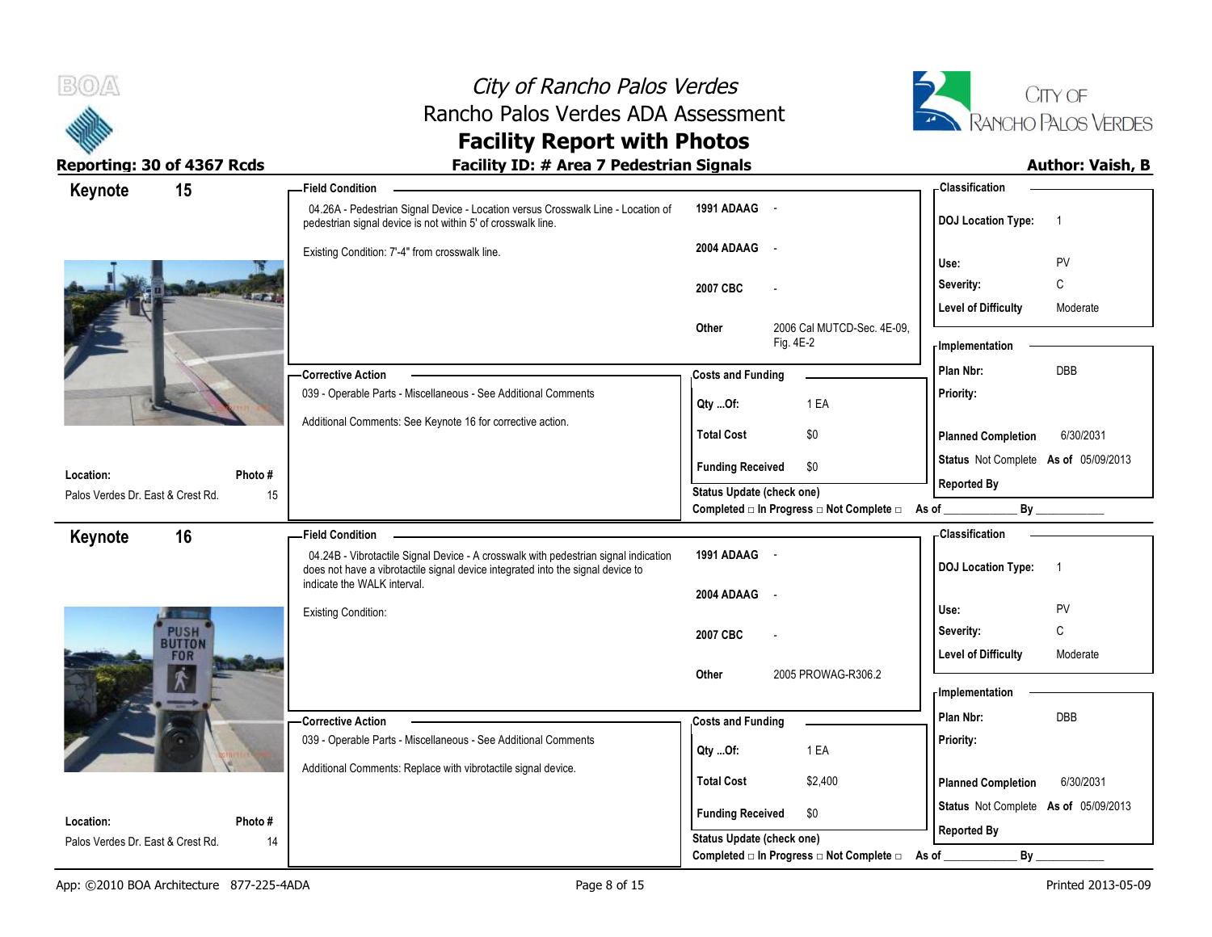# City of Rancho Palos Verdes
## Rancho Palos Verdes ADA Assessment
## Facility Report with Photos

**Reporting: 30 of 4367 Rcds** | **Facility ID: # Area 7 Pedestrian Signals** | **Author: Vaish, B**

---

## Keynote 15

**Location:** Palos Verdes Dr. East & Crest Rd.
**Photo #:** 15

### Field Condition

04.26A - Pedestrian Signal Device - Location versus Crosswalk Line - Location of pedestrian signal device is not within 5' of crosswalk line.

Existing Condition: 7'-4" from crosswalk line.

| | |
|---|---|
| 1991 ADAAG | - |
| 2004 ADAAG | - |
| 2007 CBC | - |
| Other | 2006 Cal MUTCD-Sec. 4E-09, Fig. 4E-2 |

### Classification

| | |
|---|---|
| DOJ Location Type: | 1 |
| Use: | PV |
| Severity: | C |
| Level of Difficulty | Moderate |

### Corrective Action

039 - Operable Parts - Miscellaneous - See Additional Comments

Additional Comments: See Keynote 16 for corrective action.

### Costs and Funding

| | |
|---|---|
| Qty ...Of: | 1 EA |
| Total Cost | $0 |
| Funding Received | $0 |

Status Update (check one)
Completed □ In Progress □ Not Complete □ As of ____________ By ____________

### Implementation

| | |
|---|---|
| Plan Nbr: | DBB |
| Priority: | |
| Planned Completion | 6/30/2031 |
| Status | Not Complete As of 05/09/2013 |
| Reported By | |

---

## Keynote 16

**Location:** Palos Verdes Dr. East & Crest Rd.
**Photo #:** 14

### Field Condition

04.24B - Vibrotactile Signal Device - A crosswalk with pedestrian signal indication does not have a vibrotactile signal device integrated into the signal device to indicate the WALK interval.

Existing Condition:

| | |
|---|---|
| 1991 ADAAG | - |
| 2004 ADAAG | - |
| 2007 CBC | - |
| Other | 2005 PROWAG-R306.2 |

### Classification

| | |
|---|---|
| DOJ Location Type: | 1 |
| Use: | PV |
| Severity: | C |
| Level of Difficulty | Moderate |

### Corrective Action

039 - Operable Parts - Miscellaneous - See Additional Comments

Additional Comments: Replace with vibrotactile signal device.

### Costs and Funding

| | |
|---|---|
| Qty ...Of: | 1 EA |
| Total Cost | $2,400 |
| Funding Received | $0 |

Status Update (check one)
Completed □ In Progress □ Not Complete □ As of ____________ By ____________

### Implementation

| | |
|---|---|
| Plan Nbr: | DBB |
| Priority: | |
| Planned Completion | 6/30/2031 |
| Status | Not Complete As of 05/09/2013 |
| Reported By | |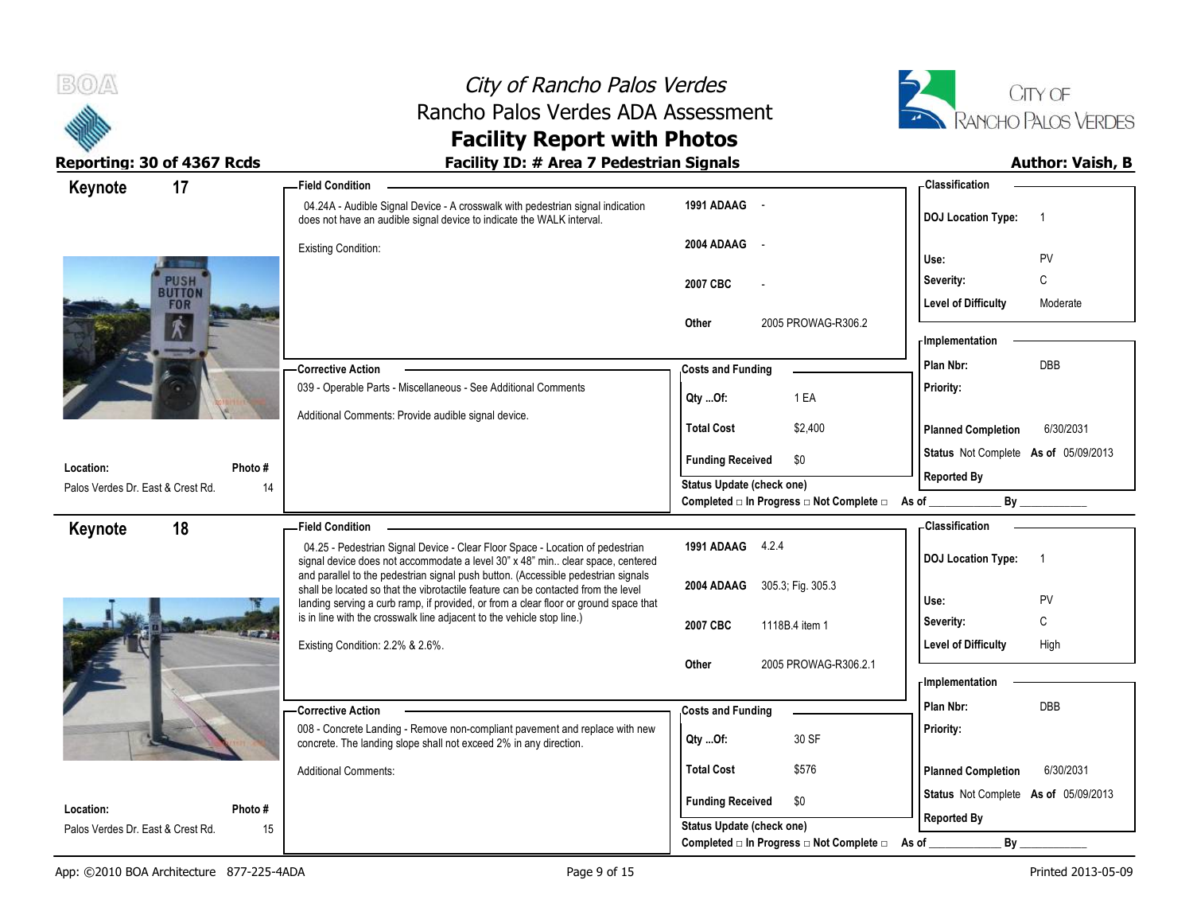# City of Rancho Palos Verdes
## Rancho Palos Verdes ADA Assessment
## Facility Report with Photos

**Reporting: 30 of 4367 Rcds** | **Facility ID: # Area 7 Pedestrian Signals** | **Author: Vaish, B**

---

### Keynote 17

**Location:** Palos Verdes Dr. East & Crest Rd.
**Photo #:** 14

**Field Condition**

04.24A - Audible Signal Device - A crosswalk with pedestrian signal indication does not have an audible signal device to indicate the WALK interval.

Existing Condition:

| | |
|---|---|
| 1991 ADAAG | - |
| 2004 ADAAG | - |
| 2007 CBC | - |
| Other | 2005 PROWAG-R306.2 |

**Corrective Action**

039 - Operable Parts - Miscellaneous - See Additional Comments

Additional Comments: Provide audible signal device.

**Costs and Funding**

| | |
|---|---|
| Qty ...Of: | 1 EA |
| Total Cost | $2,400 |
| Funding Received | $0 |

Status Update (check one)
Completed □ In Progress □ Not Complete □ As of ____________ By ____________

**Classification**

| | |
|---|---|
| DOJ Location Type: | 1 |
| Use: | PV |
| Severity: | C |
| Level of Difficulty | Moderate |

**Implementation**

| | |
|---|---|
| Plan Nbr: | DBB |
| Priority: | |
| Planned Completion | 6/30/2031 |
| Status | Not Complete As of 05/09/2013 |
| Reported By | |

---

### Keynote 18

**Location:** Palos Verdes Dr. East & Crest Rd.
**Photo #:** 15

**Field Condition**

04.25 - Pedestrian Signal Device - Clear Floor Space - Location of pedestrian signal device does not accommodate a level 30" x 48" min.. clear space, centered and parallel to the pedestrian signal push button. (Accessible pedestrian signals shall be located so that the vibrotactile feature can be contacted from the level landing serving a curb ramp, if provided, or from a clear floor or ground space that is in line with the crosswalk line adjacent to the vehicle stop line.)

Existing Condition: 2.2% & 2.6%.

| | |
|---|---|
| 1991 ADAAG | 4.2.4 |
| 2004 ADAAG | 305.3; Fig. 305.3 |
| 2007 CBC | 1118B.4 item 1 |
| Other | 2005 PROWAG-R306.2.1 |

**Corrective Action**

008 - Concrete Landing - Remove non-compliant pavement and replace with new concrete. The landing slope shall not exceed 2% in any direction.

Additional Comments:

**Costs and Funding**

| | |
|---|---|
| Qty ...Of: | 30 SF |
| Total Cost | $576 |
| Funding Received | $0 |

Status Update (check one)
Completed □ In Progress □ Not Complete □ As of ____________ By ____________

**Classification**

| | |
|---|---|
| DOJ Location Type: | 1 |
| Use: | PV |
| Severity: | C |
| Level of Difficulty | High |

**Implementation**

| | |
|---|---|
| Plan Nbr: | DBB |
| Priority: | |
| Planned Completion | 6/30/2031 |
| Status | Not Complete As of 05/09/2013 |
| Reported By | |

App: ©2010 BOA Architecture 877-225-4ADA | Printed 2013-05-09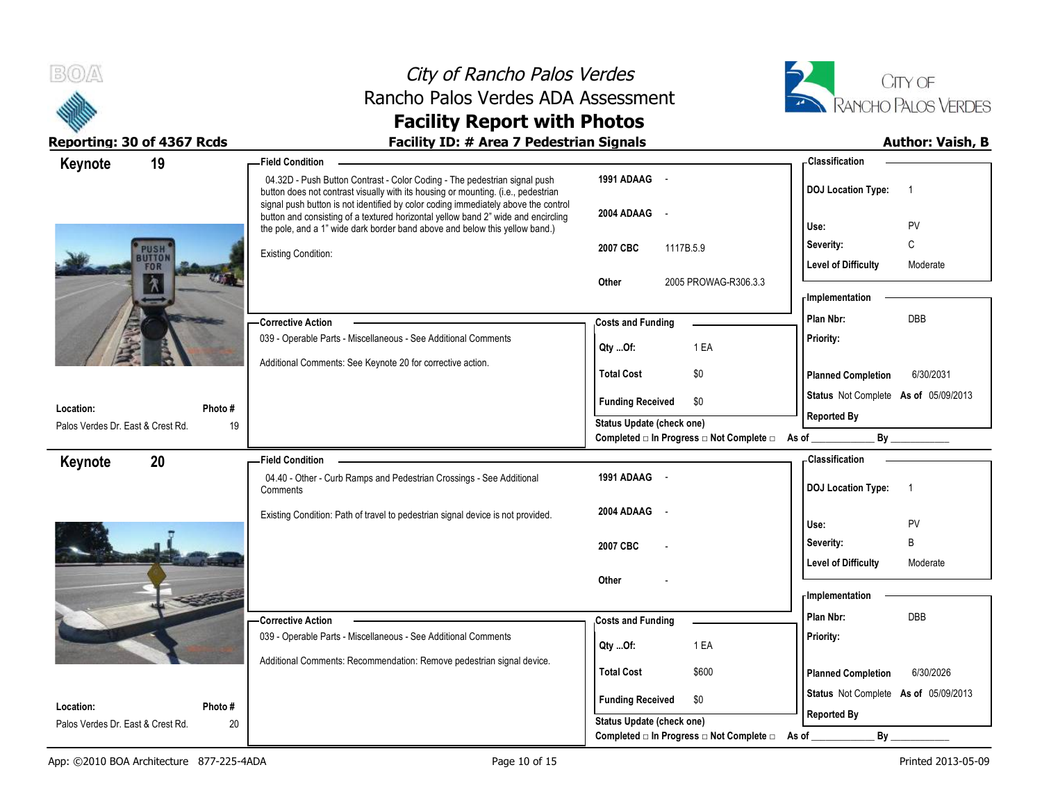# City of Rancho Palos Verdes
## Rancho Palos Verdes ADA Assessment
## Facility Report with Photos

**Reporting: 30 of 4367 Rcds** | **Facility ID: # Area 7 Pedestrian Signals** | **Author: Vaish, B**

---

## Keynote 19

**Field Condition**

04.32D - Push Button Contrast - Color Coding - The pedestrian signal push button does not contrast visually with its housing or mounting. (i.e., pedestrian signal push button is not identified by color coding immediately above the control button and consisting of a textured horizontal yellow band 2" wide and encircling the pole, and a 1" wide dark border band above and below this yellow band.)

Existing Condition:

| Code | Reference |
|---|---|
| 1991 ADAAG | - |
| 2004 ADAAG | - |
| 2007 CBC | 1117B.5.9 |
| Other | 2005 PROWAG-R306.3.3 |

**Classification**

| | |
|---|---|
| DOJ Location Type: | 1 |
| Use: | PV |
| Severity: | C |
| Level of Difficulty | Moderate |

**Corrective Action**

039 - Operable Parts - Miscellaneous - See Additional Comments

Additional Comments: See Keynote 20 for corrective action.

**Costs and Funding**

| | |
|---|---|
| Qty ...Of: | 1 EA |
| Total Cost | $0 |
| Funding Received | $0 |

Status Update (check one)
Completed □ In Progress □ Not Complete □ As of ____________ By ____________

**Implementation**

| | |
|---|---|
| Plan Nbr: | DBB |
| Priority: | |
| Planned Completion | 6/30/2031 |
| Status | Not Complete As of 05/09/2013 |
| Reported By | |

**Location:** Palos Verdes Dr. East & Crest Rd. | **Photo #** 19

---

## Keynote 20

**Field Condition**

04.40 - Other - Curb Ramps and Pedestrian Crossings - See Additional Comments

Existing Condition: Path of travel to pedestrian signal device is not provided.

| Code | Reference |
|---|---|
| 1991 ADAAG | - |
| 2004 ADAAG | - |
| 2007 CBC | - |
| Other | - |

**Classification**

| | |
|---|---|
| DOJ Location Type: | 1 |
| Use: | PV |
| Severity: | B |
| Level of Difficulty | Moderate |

**Corrective Action**

039 - Operable Parts - Miscellaneous - See Additional Comments

Additional Comments: Recommendation: Remove pedestrian signal device.

**Costs and Funding**

| | |
|---|---|
| Qty ...Of: | 1 EA |
| Total Cost | $600 |
| Funding Received | $0 |

Status Update (check one)
Completed □ In Progress □ Not Complete □ As of ____________ By ____________

**Implementation**

| | |
|---|---|
| Plan Nbr: | DBB |
| Priority: | |
| Planned Completion | 6/30/2026 |
| Status | Not Complete As of 05/09/2013 |
| Reported By | |

**Location:** Palos Verdes Dr. East & Crest Rd. | **Photo #** 20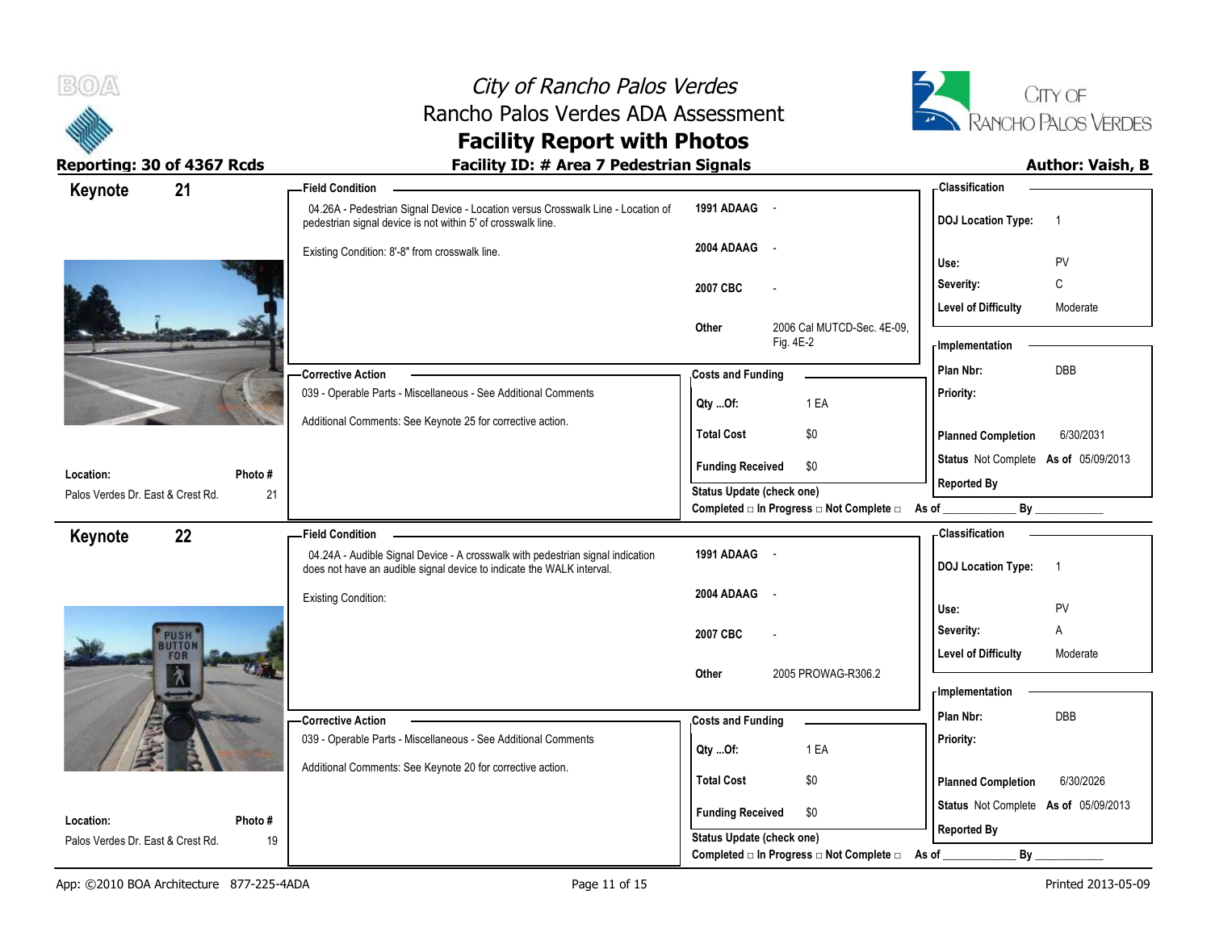# City of Rancho Palos Verdes
## Rancho Palos Verdes ADA Assessment
## Facility Report with Photos

**Reporting: 30 of 4367 Rcds** | **Facility ID: # Area 7 Pedestrian Signals** | **Author: Vaish, B**

---

## Keynote 21

**Location:** Palos Verdes Dr. East & Crest Rd.
**Photo #:** 21

**Field Condition**

04.26A - Pedestrian Signal Device - Location versus Crosswalk Line - Location of pedestrian signal device is not within 5' of crosswalk line.

Existing Condition: 8'-8" from crosswalk line.

| | |
|---|---|
| 1991 ADAAG | - |
| 2004 ADAAG | - |
| 2007 CBC | - |
| Other | 2006 Cal MUTCD-Sec. 4E-09, Fig. 4E-2 |

**Corrective Action**

039 - Operable Parts - Miscellaneous - See Additional Comments

Additional Comments: See Keynote 25 for corrective action.

**Costs and Funding**

| | |
|---|---|
| Qty ...Of: | 1 EA |
| Total Cost | $0 |
| Funding Received | $0 |

Status Update (check one)
Completed □ In Progress □ Not Complete □ As of ____________ By ____________

**Classification**

| | |
|---|---|
| DOJ Location Type: | 1 |
| Use: | PV |
| Severity: | C |
| Level of Difficulty | Moderate |

**Implementation**

| | |
|---|---|
| Plan Nbr: | DBB |
| Priority: | |
| Planned Completion | 6/30/2031 |
| Status | Not Complete As of 05/09/2013 |
| Reported By | |

---

## Keynote 22

**Location:** Palos Verdes Dr. East & Crest Rd.
**Photo #:** 19

**Field Condition**

04.24A - Audible Signal Device - A crosswalk with pedestrian signal indication does not have an audible signal device to indicate the WALK interval.

Existing Condition:

| | |
|---|---|
| 1991 ADAAG | - |
| 2004 ADAAG | - |
| 2007 CBC | - |
| Other | 2005 PROWAG-R306.2 |

**Corrective Action**

039 - Operable Parts - Miscellaneous - See Additional Comments

Additional Comments: See Keynote 20 for corrective action.

**Costs and Funding**

| | |
|---|---|
| Qty ...Of: | 1 EA |
| Total Cost | $0 |
| Funding Received | $0 |

Status Update (check one)
Completed □ In Progress □ Not Complete □ As of ____________ By ____________

**Classification**

| | |
|---|---|
| DOJ Location Type: | 1 |
| Use: | PV |
| Severity: | A |
| Level of Difficulty | Moderate |

**Implementation**

| | |
|---|---|
| Plan Nbr: | DBB |
| Priority: | |
| Planned Completion | 6/30/2026 |
| Status | Not Complete As of 05/09/2013 |
| Reported By | |

App: ©2010 BOA Architecture 877-225-4ADA | Printed 2013-05-09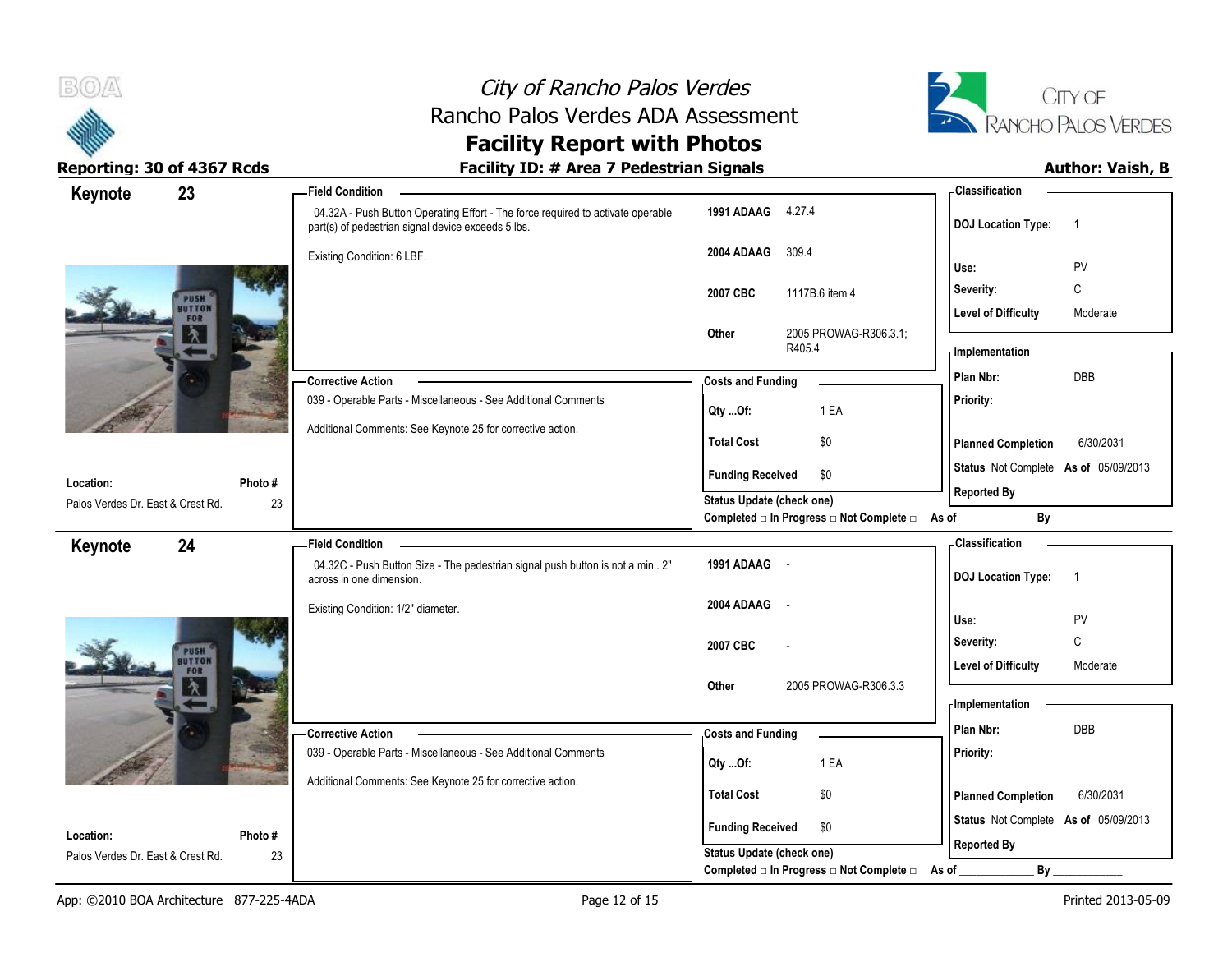# City of Rancho Palos Verdes
## Rancho Palos Verdes ADA Assessment
## Facility Report with Photos

**Reporting: 30 of 4367 Rcds** | **Facility ID: # Area 7 Pedestrian Signals** | **Author: Vaish, B**

---

### Keynote 23

**Field Condition**

04.32A - Push Button Operating Effort - The force required to activate operable part(s) of pedestrian signal device exceeds 5 lbs.

Existing Condition: 6 LBF.

| Code | Reference |
|---|---|
| 1991 ADAAG | 4.27.4 |
| 2004 ADAAG | 309.4 |
| 2007 CBC | 1117B.6 item 4 |
| Other | 2005 PROWAG-R306.3.1; R405.4 |

**Classification**

| | |
|---|---|
| DOJ Location Type: | 1 |
| Use: | PV |
| Severity: | C |
| Level of Difficulty | Moderate |

**Corrective Action**

039 - Operable Parts - Miscellaneous - See Additional Comments

Additional Comments: See Keynote 25 for corrective action.

**Costs and Funding**

| | |
|---|---|
| Qty ...Of: | 1 EA |
| Total Cost | $0 |
| Funding Received | $0 |

Status Update (check one)

Completed □ In Progress □ Not Complete □ As of ____________ By ____________

**Implementation**

| | |
|---|---|
| Plan Nbr: | DBB |
| Priority: | |
| Planned Completion | 6/30/2031 |
| Status | Not Complete As of 05/09/2013 |
| Reported By | |

**Location:** Palos Verdes Dr. East & Crest Rd.

**Photo #** 23

---

### Keynote 24

**Field Condition**

04.32C - Push Button Size - The pedestrian signal push button is not a min.. 2" across in one dimension.

Existing Condition: 1/2" diameter.

| Code | Reference |
|---|---|
| 1991 ADAAG | - |
| 2004 ADAAG | - |
| 2007 CBC | - |
| Other | 2005 PROWAG-R306.3.3 |

**Classification**

| | |
|---|---|
| DOJ Location Type: | 1 |
| Use: | PV |
| Severity: | C |
| Level of Difficulty | Moderate |

**Corrective Action**

039 - Operable Parts - Miscellaneous - See Additional Comments

Additional Comments: See Keynote 25 for corrective action.

**Costs and Funding**

| | |
|---|---|
| Qty ...Of: | 1 EA |
| Total Cost | $0 |
| Funding Received | $0 |

Status Update (check one)

Completed □ In Progress □ Not Complete □ As of ____________ By ____________

**Implementation**

| | |
|---|---|
| Plan Nbr: | DBB |
| Priority: | |
| Planned Completion | 6/30/2031 |
| Status | Not Complete As of 05/09/2013 |
| Reported By | |

**Location:** Palos Verdes Dr. East & Crest Rd.

**Photo #** 23

---

App: ©2010 BOA Architecture 877-225-4ADA | Printed 2013-05-09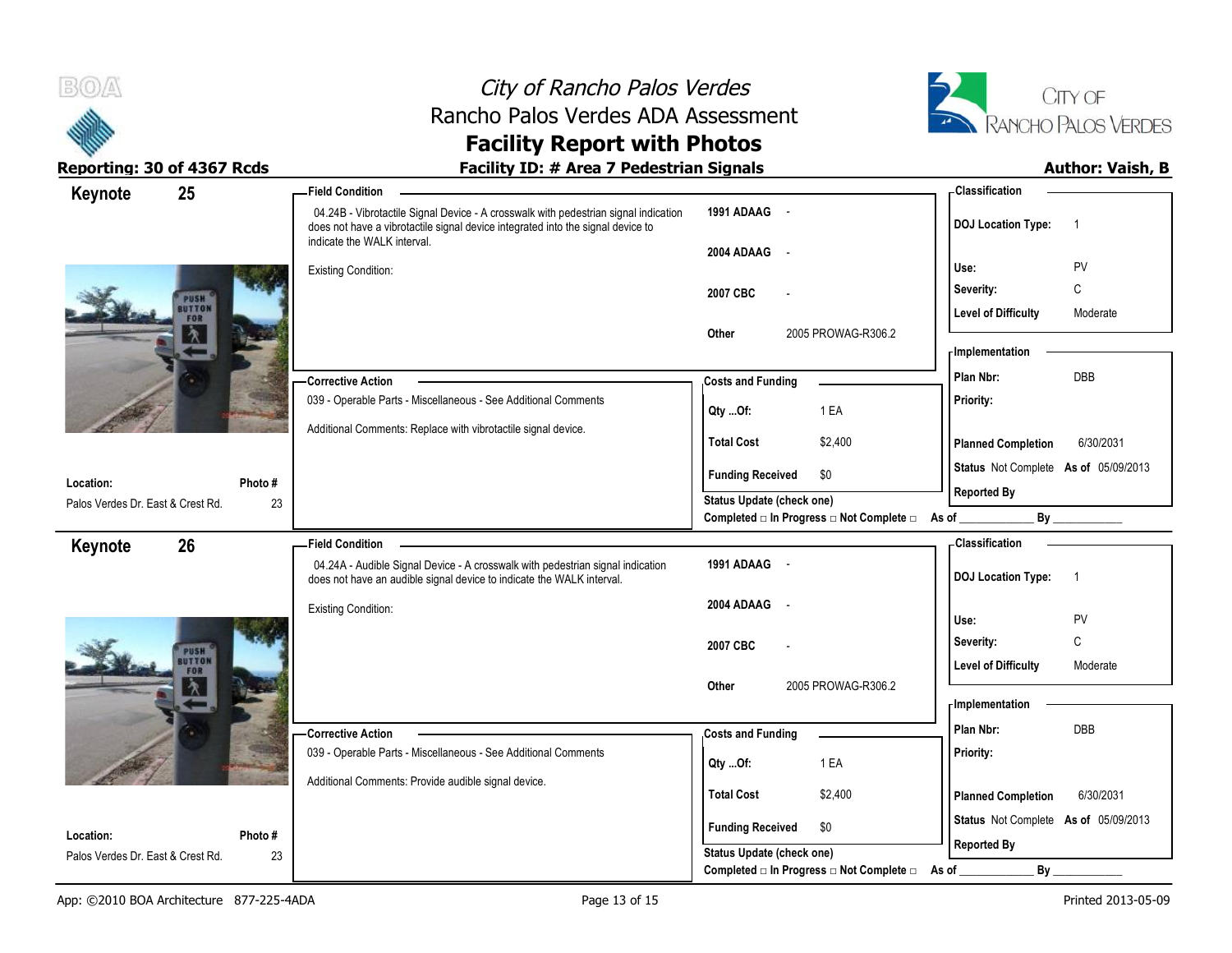# City of Rancho Palos Verdes
## Rancho Palos Verdes ADA Assessment
## Facility Report with Photos

**Reporting: 30 of 4367 Rcds** | **Facility ID: # Area 7 Pedestrian Signals** | **Author: Vaish, B**

---

### Keynote 25

**Field Condition**

04.24B - Vibrotactile Signal Device - A crosswalk with pedestrian signal indication does not have a vibrotactile signal device integrated into the signal device to indicate the WALK interval.

Existing Condition:

| | |
|---|---|
| 1991 ADAAG | - |
| 2004 ADAAG | - |
| 2007 CBC | - |
| Other | 2005 PROWAG-R306.2 |

**Classification**

| | |
|---|---|
| DOJ Location Type: | 1 |
| Use: | PV |
| Severity: | C |
| Level of Difficulty | Moderate |

**Corrective Action**

039 - Operable Parts - Miscellaneous - See Additional Comments

Additional Comments: Replace with vibrotactile signal device.

**Costs and Funding**

| | |
|---|---|
| Qty ...Of: | 1 EA |
| Total Cost | $2,400 |
| Funding Received | $0 |

**Implementation**

| | |
|---|---|
| Plan Nbr: | DBB |
| Priority: | |
| Planned Completion | 6/30/2031 |
| Status | Not Complete As of 05/09/2013 |
| Reported By | |

**Location:** Palos Verdes Dr. East & Crest Rd.

**Photo #** 23

Status Update (check one)
Completed □ In Progress □ Not Complete □ As of ____________ By ____________

---

### Keynote 26

**Field Condition**

04.24A - Audible Signal Device - A crosswalk with pedestrian signal indication does not have an audible signal device to indicate the WALK interval.

Existing Condition:

| | |
|---|---|
| 1991 ADAAG | - |
| 2004 ADAAG | - |
| 2007 CBC | - |
| Other | 2005 PROWAG-R306.2 |

**Classification**

| | |
|---|---|
| DOJ Location Type: | 1 |
| Use: | PV |
| Severity: | C |
| Level of Difficulty | Moderate |

**Corrective Action**

039 - Operable Parts - Miscellaneous - See Additional Comments

Additional Comments: Provide audible signal device.

**Costs and Funding**

| | |
|---|---|
| Qty ...Of: | 1 EA |
| Total Cost | $2,400 |
| Funding Received | $0 |

**Implementation**

| | |
|---|---|
| Plan Nbr: | DBB |
| Priority: | |
| Planned Completion | 6/30/2031 |
| Status | Not Complete As of 05/09/2013 |
| Reported By | |

**Location:** Palos Verdes Dr. East & Crest Rd.

**Photo #** 23

Status Update (check one)
Completed □ In Progress □ Not Complete □ As of ____________ By ____________

App: ©2010 BOA Architecture 877-225-4ADA | Printed 2013-05-09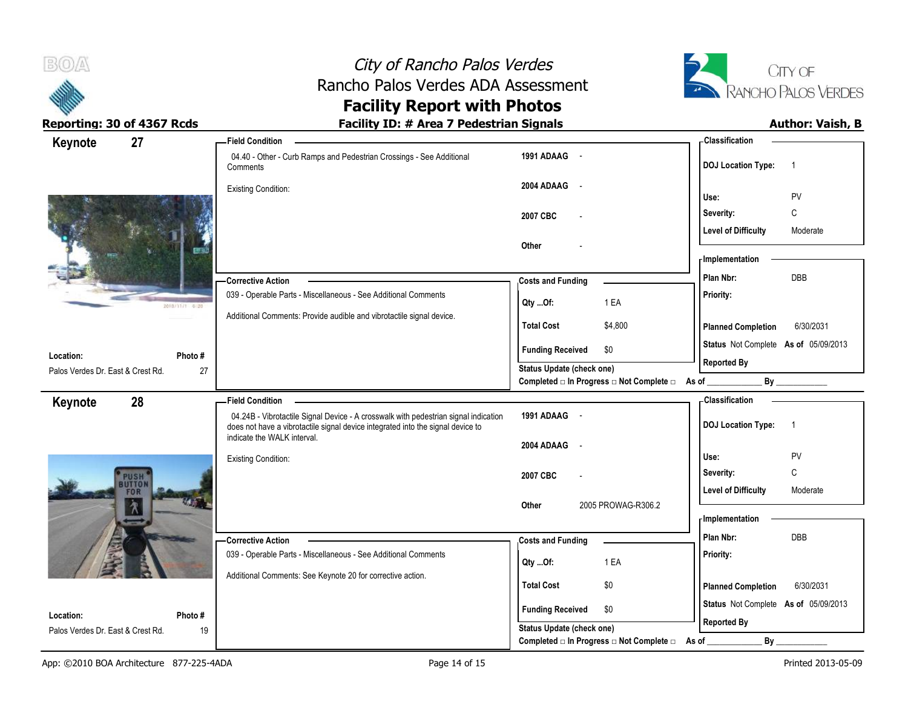# City of Rancho Palos Verdes
## Rancho Palos Verdes ADA Assessment
## Facility Report with Photos

**Reporting: 30 of 4367 Rcds** | **Facility ID: # Area 7 Pedestrian Signals** | **Author: Vaish, B**

---

### Keynote 27

**Location:** Palos Verdes Dr. East & Crest Rd.
**Photo #:** 27

**Field Condition**

04.40 - Other - Curb Ramps and Pedestrian Crossings - See Additional Comments

Existing Condition:

| | |
|---|---|
| 1991 ADAAG | - |
| 2004 ADAAG | - |
| 2007 CBC | - |
| Other | - |

**Corrective Action**

039 - Operable Parts - Miscellaneous - See Additional Comments

Additional Comments: Provide audible and vibrotactile signal device.

**Costs and Funding**

| | |
|---|---|
| Qty ...Of: | 1 EA |
| Total Cost | $4,800 |
| Funding Received | $0 |

Status Update (check one)
Completed □ In Progress □ Not Complete □ As of ____________ By ____________

**Classification**

| | |
|---|---|
| DOJ Location Type: | 1 |
| Use: | PV |
| Severity: | C |
| Level of Difficulty | Moderate |

**Implementation**

| | |
|---|---|
| Plan Nbr: | DBB |
| Priority: | |
| Planned Completion | 6/30/2031 |
| Status | Not Complete As of 05/09/2013 |
| Reported By | |

---

### Keynote 28

**Location:** Palos Verdes Dr. East & Crest Rd.
**Photo #:** 19

**Field Condition**

04.24B - Vibrotactile Signal Device - A crosswalk with pedestrian signal indication does not have a vibrotactile signal device integrated into the signal device to indicate the WALK interval.

Existing Condition:

| | |
|---|---|
| 1991 ADAAG | - |
| 2004 ADAAG | - |
| 2007 CBC | - |
| Other | 2005 PROWAG-R306.2 |

**Corrective Action**

039 - Operable Parts - Miscellaneous - See Additional Comments

Additional Comments: See Keynote 20 for corrective action.

**Costs and Funding**

| | |
|---|---|
| Qty ...Of: | 1 EA |
| Total Cost | $0 |
| Funding Received | $0 |

Status Update (check one)
Completed □ In Progress □ Not Complete □ As of ____________ By ____________

**Classification**

| | |
|---|---|
| DOJ Location Type: | 1 |
| Use: | PV |
| Severity: | C |
| Level of Difficulty | Moderate |

**Implementation**

| | |
|---|---|
| Plan Nbr: | DBB |
| Priority: | |
| Planned Completion | 6/30/2031 |
| Status | Not Complete As of 05/09/2013 |
| Reported By | |

---

App: ©2010 BOA Architecture 877-225-4ADA | Printed 2013-05-09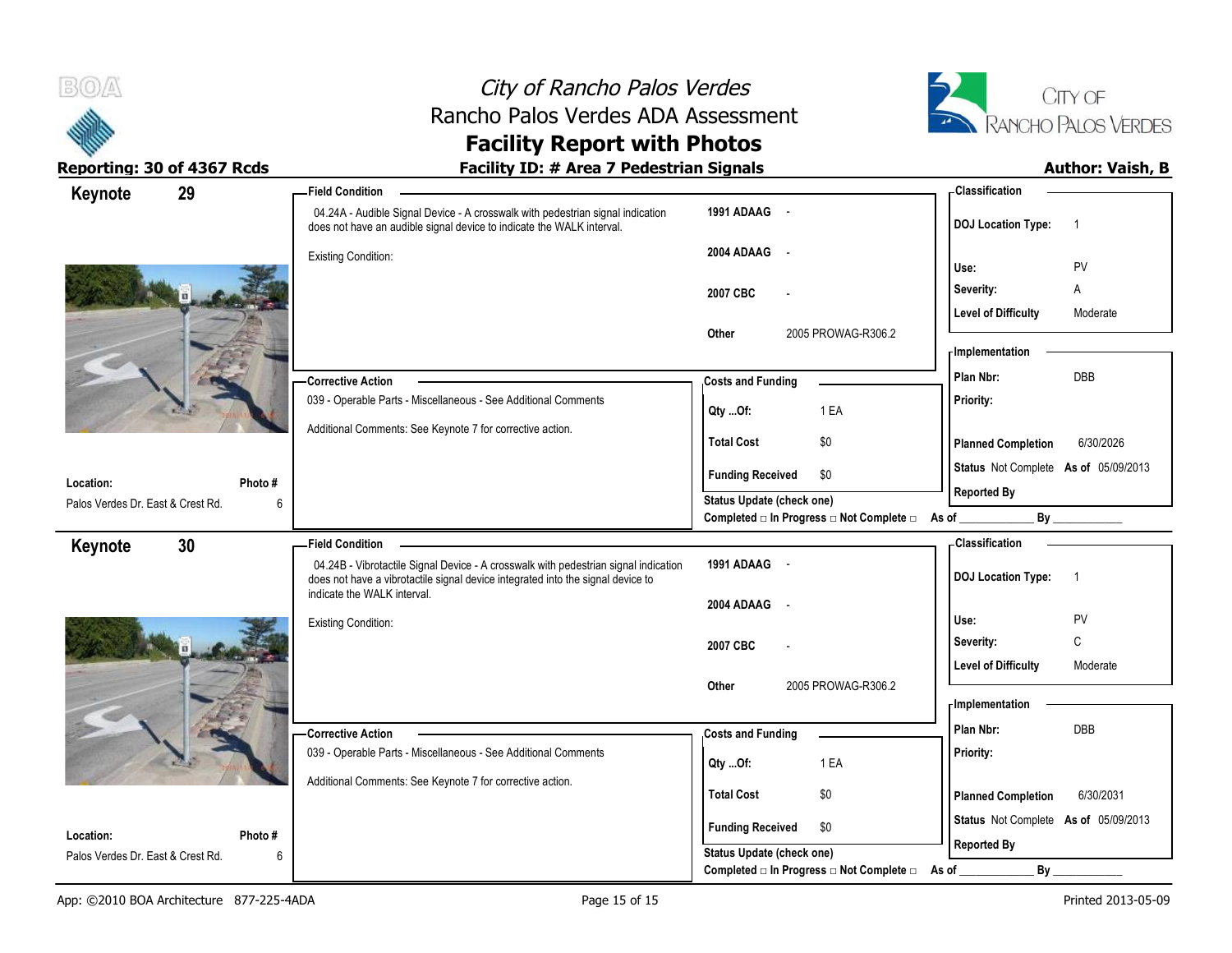# City of Rancho Palos Verdes
## Rancho Palos Verdes ADA Assessment
## Facility Report with Photos

**Reporting: 30 of 4367 Rcds** | **Facility ID: # Area 7 Pedestrian Signals** | **Author: Vaish, B**

---

## Keynote 29

**Location:** Palos Verdes Dr. East & Crest Rd.
**Photo #** 6

**Field Condition**

04.24A - Audible Signal Device - A crosswalk with pedestrian signal indication does not have an audible signal device to indicate the WALK interval.

Existing Condition:

| | |
|---|---|
| 1991 ADAAG | - |
| 2004 ADAAG | - |
| 2007 CBC | - |
| Other | 2005 PROWAG-R306.2 |

**Corrective Action**

039 - Operable Parts - Miscellaneous - See Additional Comments

Additional Comments: See Keynote 7 for corrective action.

**Costs and Funding**

| | |
|---|---|
| Qty ...Of: | 1 EA |
| Total Cost | $0 |
| Funding Received | $0 |

Status Update (check one)
Completed □ In Progress □ Not Complete □ As of ____________ By ____________

**Classification**

| | |
|---|---|
| DOJ Location Type: | 1 |
| Use: | PV |
| Severity: | A |
| Level of Difficulty | Moderate |

**Implementation**

| | |
|---|---|
| Plan Nbr: | DBB |
| Priority: | |
| Planned Completion | 6/30/2026 |
| Status | Not Complete As of 05/09/2013 |
| Reported By | |

---

## Keynote 30

**Location:** Palos Verdes Dr. East & Crest Rd.
**Photo #** 6

**Field Condition**

04.24B - Vibrotactile Signal Device - A crosswalk with pedestrian signal indication does not have a vibrotactile signal device integrated into the signal device to indicate the WALK interval.

Existing Condition:

| | |
|---|---|
| 1991 ADAAG | - |
| 2004 ADAAG | - |
| 2007 CBC | - |
| Other | 2005 PROWAG-R306.2 |

**Corrective Action**

039 - Operable Parts - Miscellaneous - See Additional Comments

Additional Comments: See Keynote 7 for corrective action.

**Costs and Funding**

| | |
|---|---|
| Qty ...Of: | 1 EA |
| Total Cost | $0 |
| Funding Received | $0 |

Status Update (check one)
Completed □ In Progress □ Not Complete □ As of ____________ By ____________

**Classification**

| | |
|---|---|
| DOJ Location Type: | 1 |
| Use: | PV |
| Severity: | C |
| Level of Difficulty | Moderate |

**Implementation**

| | |
|---|---|
| Plan Nbr: | DBB |
| Priority: | |
| Planned Completion | 6/30/2031 |
| Status | Not Complete As of 05/09/2013 |
| Reported By | |